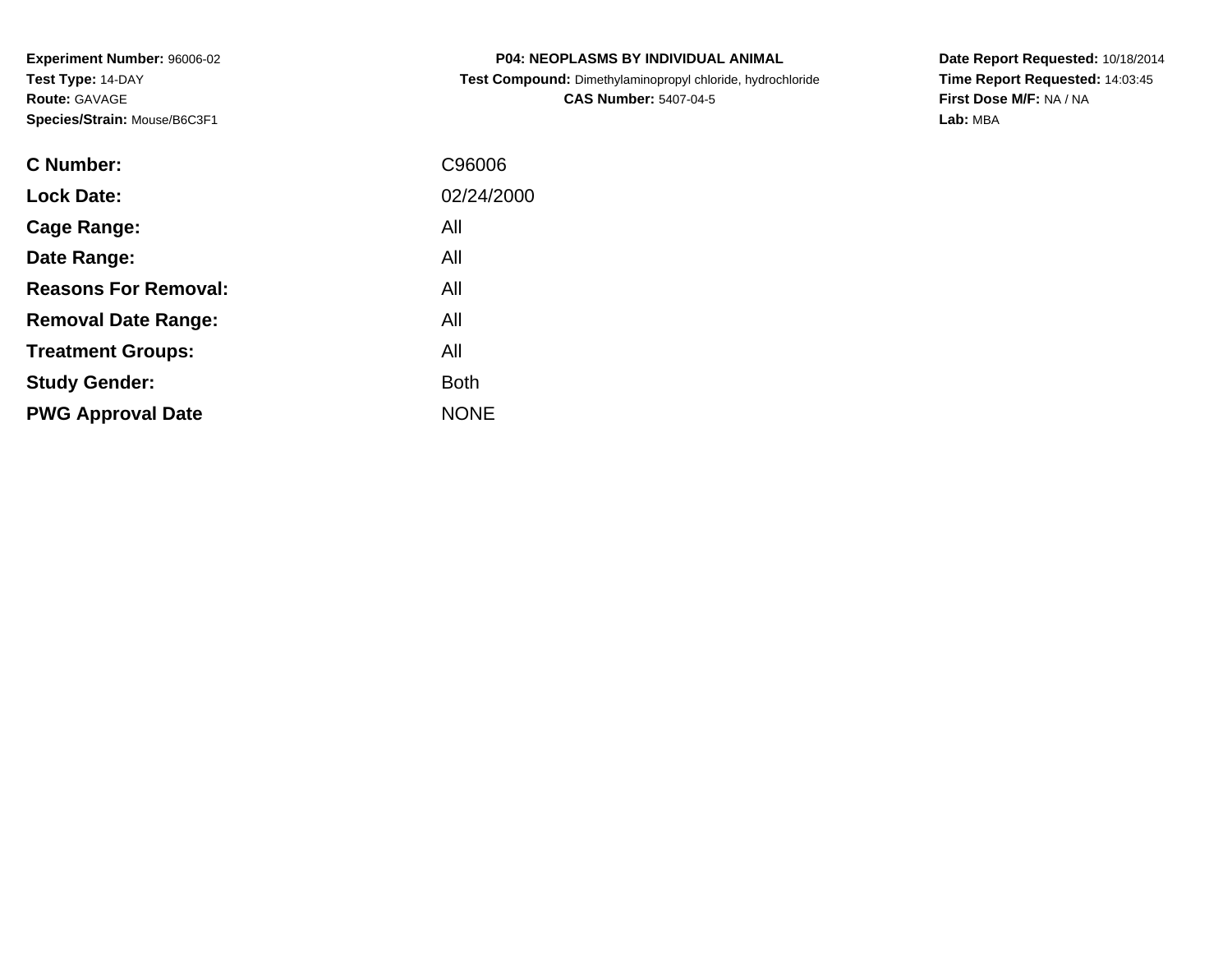**Experiment Number:** 96006-02
**Test Type:** 14-DAY
**Route:** GAVAGE
**Species/Strain:** Mouse/B6C3F1

**P04: NEOPLASMS BY INDIVIDUAL ANIMAL**
**Test Compound:** Dimethylaminopropyl chloride, hydrochloride
**CAS Number:** 5407-04-5

**Date Report Requested:** 10/18/2014
**Time Report Requested:** 14:03:45
**First Dose M/F:** NA / NA
**Lab:** MBA

| | |
|---|---|
| **C Number:** | C96006 |
| **Lock Date:** | 02/24/2000 |
| **Cage Range:** | All |
| **Date Range:** | All |
| **Reasons For Removal:** | All |
| **Removal Date Range:** | All |
| **Treatment Groups:** | All |
| **Study Gender:** | Both |
| **PWG Approval Date** | NONE |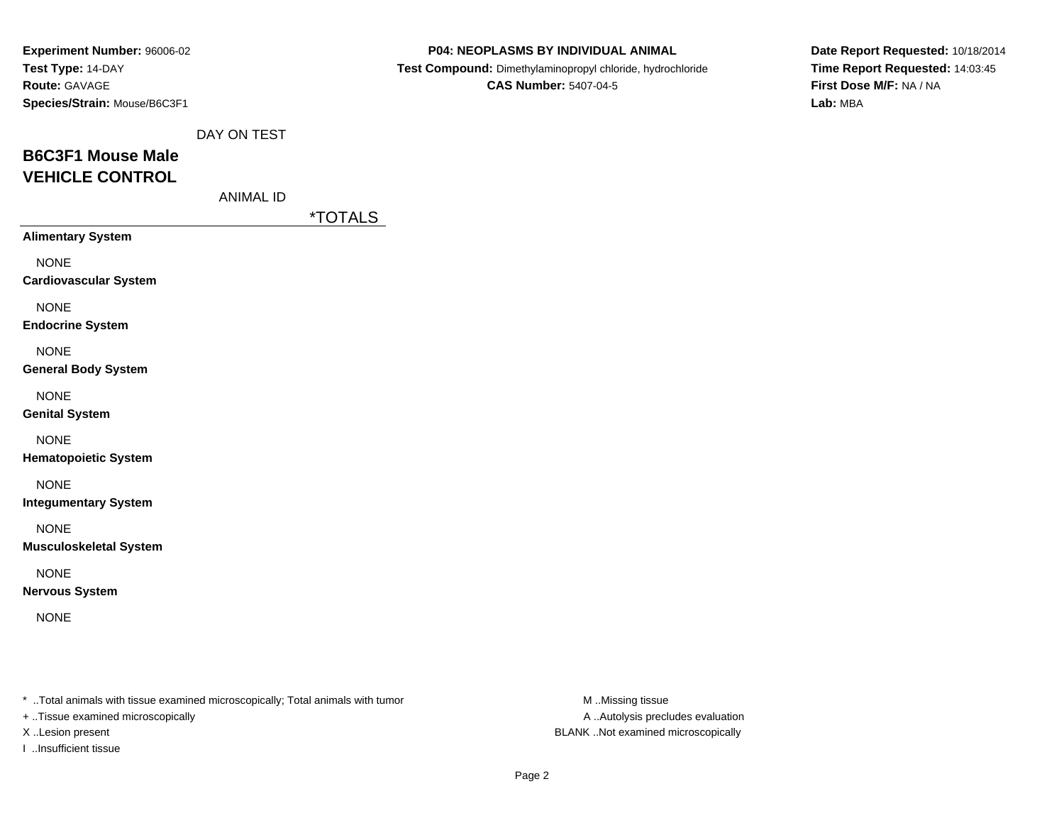**Experiment Number:** 96006-02
**Test Type:** 14-DAY
**Route:** GAVAGE
**Species/Strain:** Mouse/B6C3F1

**P04: NEOPLASMS BY INDIVIDUAL ANIMAL**
**Test Compound:** Dimethylaminopropyl chloride, hydrochloride
**CAS Number:** 5407-04-5

**Date Report Requested:** 10/18/2014
**Time Report Requested:** 14:03:45
**First Dose M/F:** NA / NA
**Lab:** MBA

DAY ON TEST

## B6C3F1 Mouse Male
## VEHICLE CONTROL

ANIMAL ID

| | *TOTALS |
|---|---|
| **Alimentary System** | |
| NONE | |
| **Cardiovascular System** | |
| NONE | |
| **Endocrine System** | |
| NONE | |
| **General Body System** | |
| NONE | |
| **Genital System** | |
| NONE | |
| **Hematopoietic System** | |
| NONE | |
| **Integumentary System** | |
| NONE | |
| **Musculoskeletal System** | |
| NONE | |
| **Nervous System** | |
| NONE | |

* ..Total animals with tissue examined microscopically; Total animals with tumor
+ ..Tissue examined microscopically
X ..Lesion present
I ..Insufficient tissue

M ..Missing tissue
A ..Autolysis precludes evaluation
BLANK ..Not examined microscopically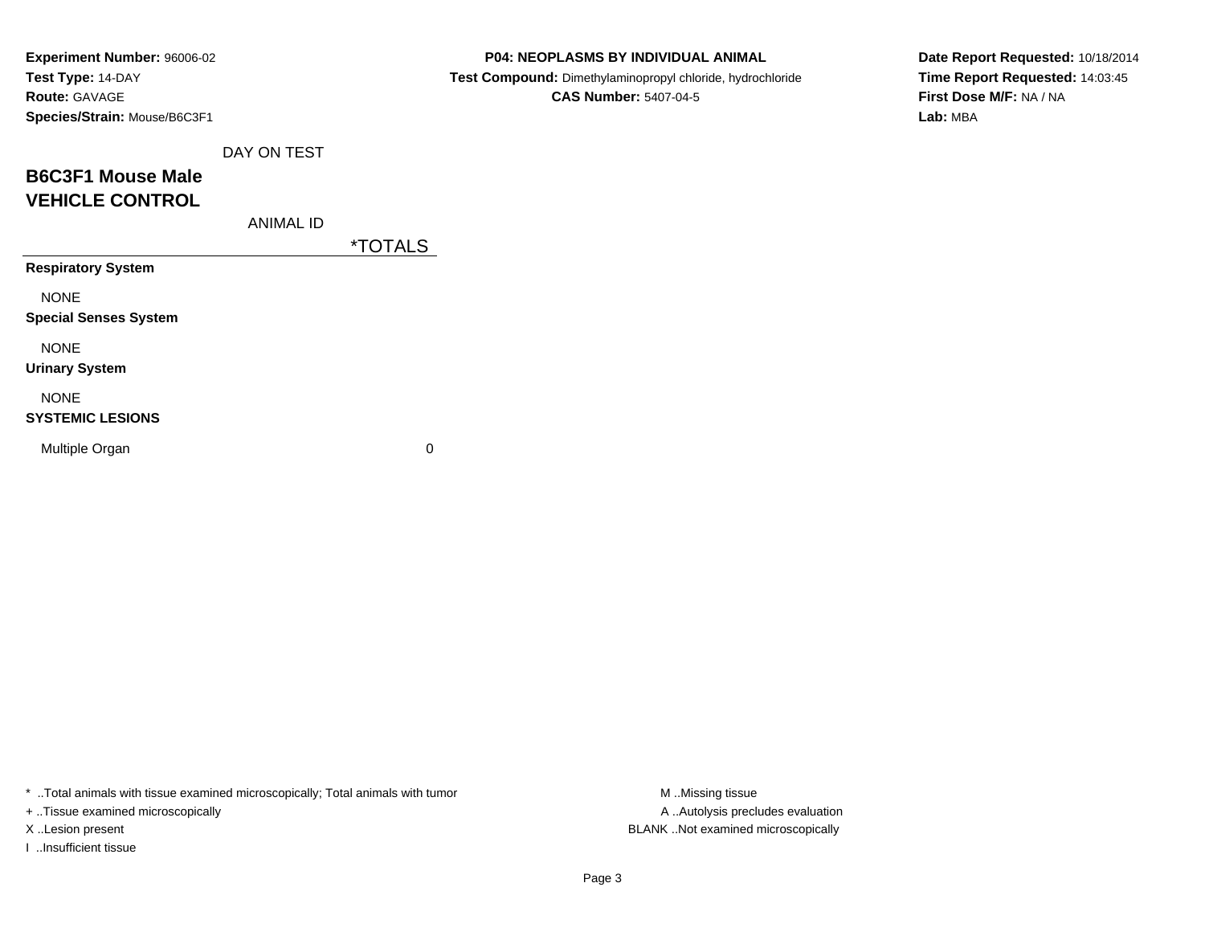**Experiment Number:** 96006-02
**Test Type:** 14-DAY
**Route:** GAVAGE
**Species/Strain:** Mouse/B6C3F1

**P04: NEOPLASMS BY INDIVIDUAL ANIMAL**
**Test Compound:** Dimethylaminopropyl chloride, hydrochloride
**CAS Number:** 5407-04-5

**Date Report Requested:** 10/18/2014
**Time Report Requested:** 14:03:45
**First Dose M/F:** NA / NA
**Lab:** MBA

DAY ON TEST

## B6C3F1 Mouse Male
## VEHICLE CONTROL

ANIMAL ID

| | *TOTALS |
|---|---|
| **Respiratory System** | |
| NONE | |
| **Special Senses System** | |
| NONE | |
| **Urinary System** | |
| NONE | |
| **SYSTEMIC LESIONS** | |
| Multiple Organ | 0 |

* ..Total animals with tissue examined microscopically; Total animals with tumor
+ ..Tissue examined microscopically
X ..Lesion present
I ..Insufficient tissue

M ..Missing tissue
A ..Autolysis precludes evaluation
BLANK ..Not examined microscopically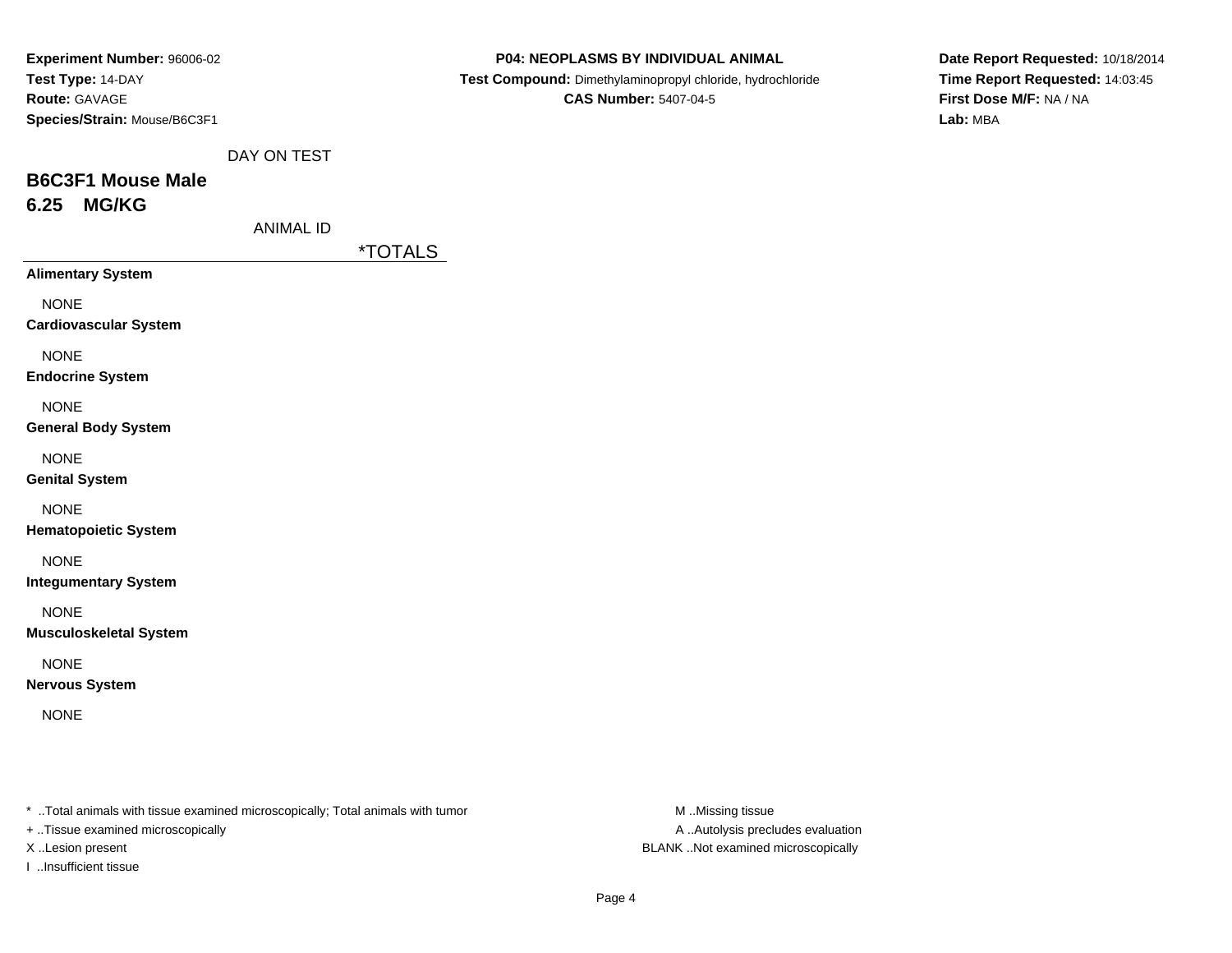**Experiment Number:** 96006-02
**Test Type:** 14-DAY
**Route:** GAVAGE
**Species/Strain:** Mouse/B6C3F1

**P04: NEOPLASMS BY INDIVIDUAL ANIMAL**
**Test Compound:** Dimethylaminopropyl chloride, hydrochloride
**CAS Number:** 5407-04-5

**Date Report Requested:** 10/18/2014
**Time Report Requested:** 14:03:45
**First Dose M/F:** NA / NA
**Lab:** MBA

DAY ON TEST

## B6C3F1 Mouse Male
## 6.25 MG/KG

ANIMAL ID

| | *TOTALS |
|---|---|
| **Alimentary System** | |
| NONE | |
| **Cardiovascular System** | |
| NONE | |
| **Endocrine System** | |
| NONE | |
| **General Body System** | |
| NONE | |
| **Genital System** | |
| NONE | |
| **Hematopoietic System** | |
| NONE | |
| **Integumentary System** | |
| NONE | |
| **Musculoskeletal System** | |
| NONE | |
| **Nervous System** | |
| NONE | |

* ..Total animals with tissue examined microscopically; Total animals with tumor
+ ..Tissue examined microscopically
X ..Lesion present
I ..Insufficient tissue

M ..Missing tissue
A ..Autolysis precludes evaluation
BLANK ..Not examined microscopically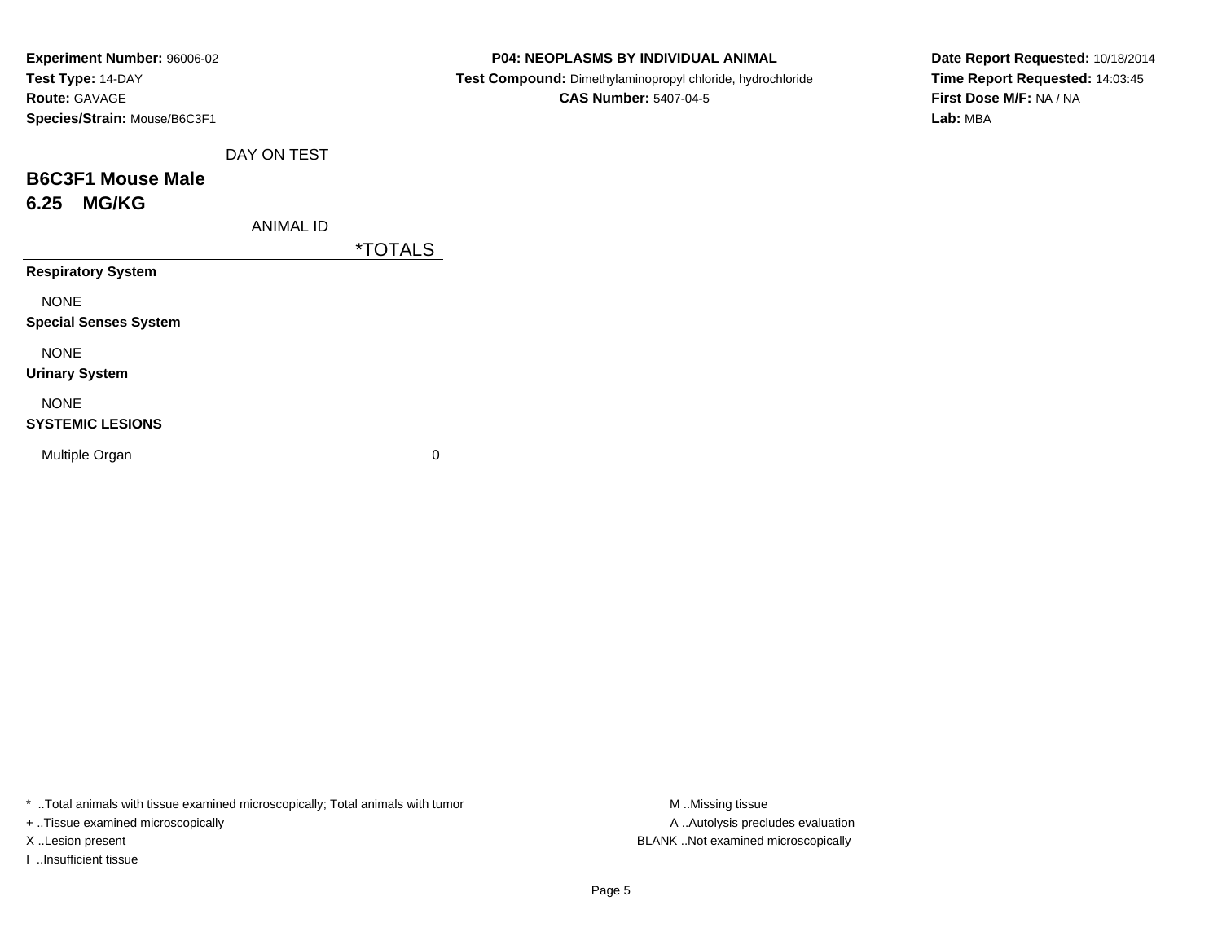**Experiment Number:** 96006-02
**Test Type:** 14-DAY
**Route:** GAVAGE
**Species/Strain:** Mouse/B6C3F1

**P04: NEOPLASMS BY INDIVIDUAL ANIMAL**
**Test Compound:** Dimethylaminopropyl chloride, hydrochloride
**CAS Number:** 5407-04-5

**Date Report Requested:** 10/18/2014
**Time Report Requested:** 14:03:45
**First Dose M/F:** NA / NA
**Lab:** MBA

DAY ON TEST

## B6C3F1 Mouse Male
## 6.25 MG/KG

| ANIMAL ID | *TOTALS |
|---|---|
| **Respiratory System** | |
| NONE | |
| **Special Senses System** | |
| NONE | |
| **Urinary System** | |
| NONE | |
| **SYSTEMIC LESIONS** | |
| Multiple Organ | 0 |

* ..Total animals with tissue examined microscopically; Total animals with tumor
+ ..Tissue examined microscopically
X ..Lesion present
I ..Insufficient tissue

M ..Missing tissue
A ..Autolysis precludes evaluation
BLANK ..Not examined microscopically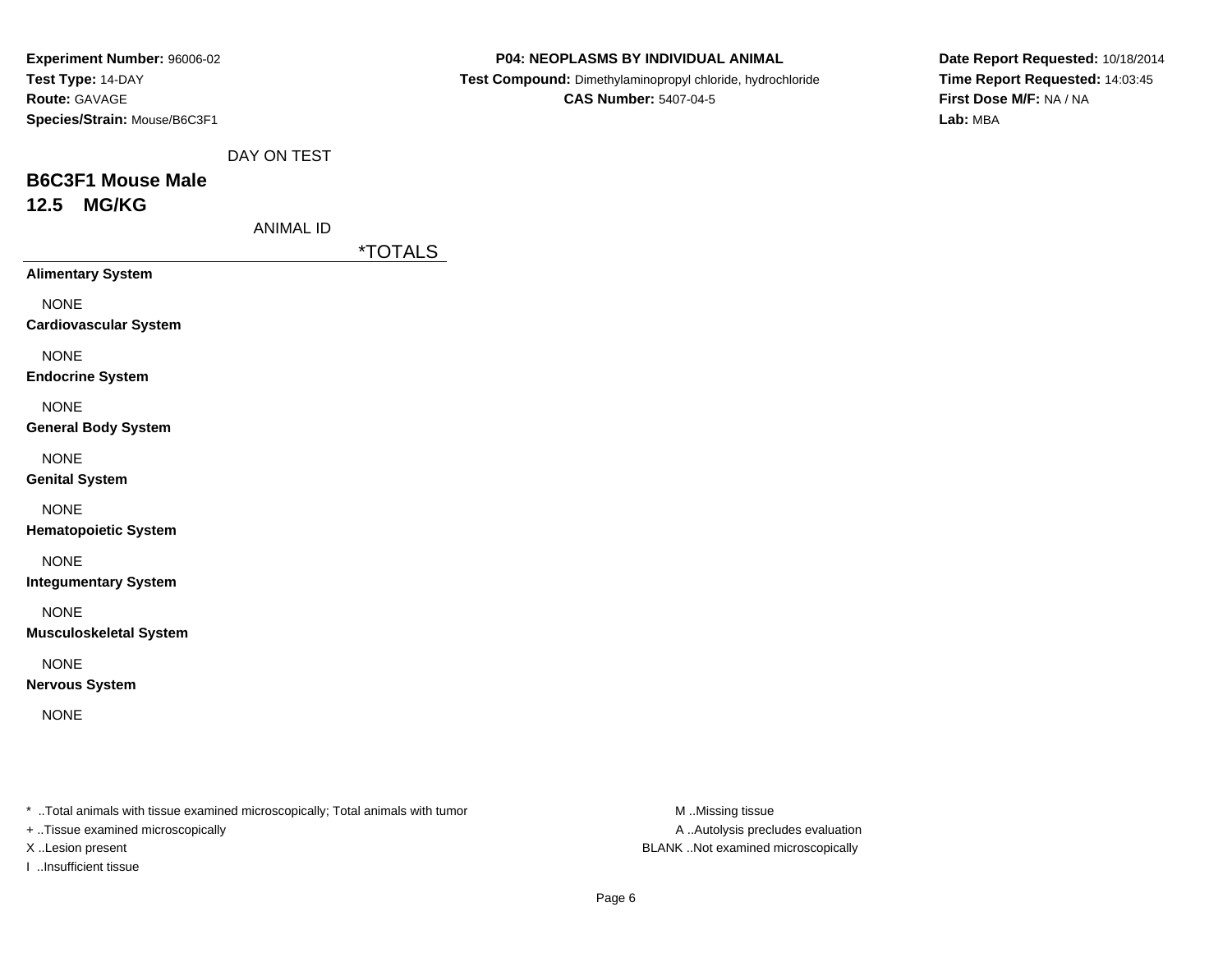**Experiment Number:** 96006-02
**Test Type:** 14-DAY
**Route:** GAVAGE
**Species/Strain:** Mouse/B6C3F1

**P04: NEOPLASMS BY INDIVIDUAL ANIMAL**
**Test Compound:** Dimethylaminopropyl chloride, hydrochloride
**CAS Number:** 5407-04-5

**Date Report Requested:** 10/18/2014
**Time Report Requested:** 14:03:45
**First Dose M/F:** NA / NA
**Lab:** MBA

DAY ON TEST

## B6C3F1 Mouse Male
## 12.5 MG/KG

ANIMAL ID

| | *TOTALS |
|---|---|
| **Alimentary System** | |
| NONE | |
| **Cardiovascular System** | |
| NONE | |
| **Endocrine System** | |
| NONE | |
| **General Body System** | |
| NONE | |
| **Genital System** | |
| NONE | |
| **Hematopoietic System** | |
| NONE | |
| **Integumentary System** | |
| NONE | |
| **Musculoskeletal System** | |
| NONE | |
| **Nervous System** | |
| NONE | |

* ..Total animals with tissue examined microscopically; Total animals with tumor
+ ..Tissue examined microscopically
X ..Lesion present
I ..Insufficient tissue

M ..Missing tissue
A ..Autolysis precludes evaluation
BLANK ..Not examined microscopically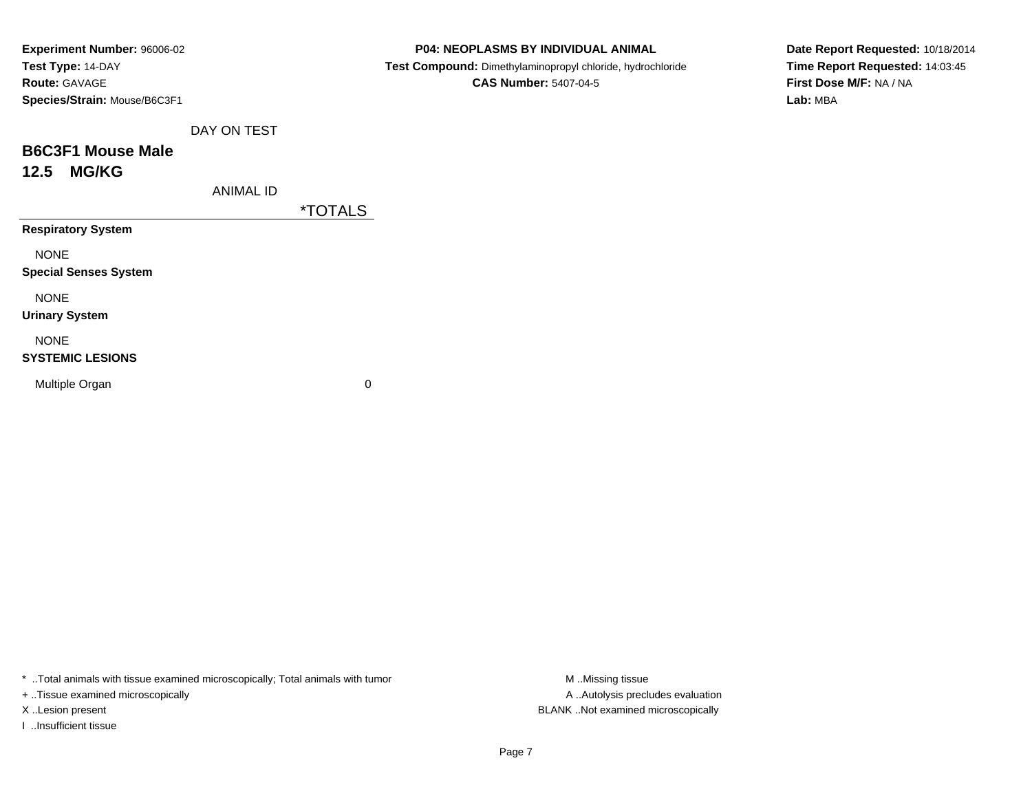**Experiment Number:** 96006-02
**Test Type:** 14-DAY
**Route:** GAVAGE
**Species/Strain:** Mouse/B6C3F1

**P04: NEOPLASMS BY INDIVIDUAL ANIMAL**
**Test Compound:** Dimethylaminopropyl chloride, hydrochloride
**CAS Number:** 5407-04-5

**Date Report Requested:** 10/18/2014
**Time Report Requested:** 14:03:45
**First Dose M/F:** NA / NA
**Lab:** MBA

DAY ON TEST

## B6C3F1 Mouse Male
## 12.5 MG/KG

| ANIMAL ID | *TOTALS |
|---|---|
| **Respiratory System** | |
| NONE | |
| **Special Senses System** | |
| NONE | |
| **Urinary System** | |
| NONE | |
| **SYSTEMIC LESIONS** | |
| Multiple Organ | 0 |

* ..Total animals with tissue examined microscopically; Total animals with tumor
+ ..Tissue examined microscopically
X ..Lesion present
I ..Insufficient tissue

M ..Missing tissue
A ..Autolysis precludes evaluation
BLANK ..Not examined microscopically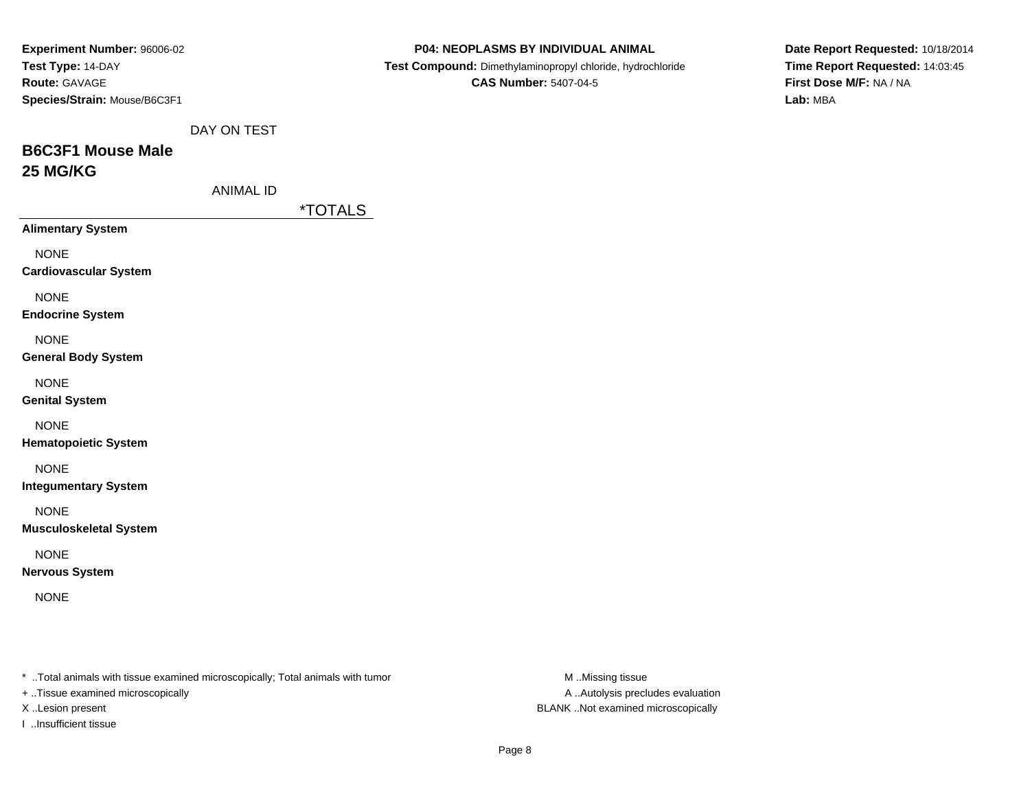**Experiment Number:** 96006-02
**Test Type:** 14-DAY
**Route:** GAVAGE
**Species/Strain:** Mouse/B6C3F1

**P04: NEOPLASMS BY INDIVIDUAL ANIMAL**
**Test Compound:** Dimethylaminopropyl chloride, hydrochloride
**CAS Number:** 5407-04-5

**Date Report Requested:** 10/18/2014
**Time Report Requested:** 14:03:45
**First Dose M/F:** NA / NA
**Lab:** MBA

DAY ON TEST

## B6C3F1 Mouse Male
## 25 MG/KG

ANIMAL ID

| | *TOTALS |
|---|---|
| **Alimentary System** | |
| NONE | |
| **Cardiovascular System** | |
| NONE | |
| **Endocrine System** | |
| NONE | |
| **General Body System** | |
| NONE | |
| **Genital System** | |
| NONE | |
| **Hematopoietic System** | |
| NONE | |
| **Integumentary System** | |
| NONE | |
| **Musculoskeletal System** | |
| NONE | |
| **Nervous System** | |
| NONE | |

* ..Total animals with tissue examined microscopically; Total animals with tumor
+ ..Tissue examined microscopically
X ..Lesion present
I ..Insufficient tissue

M ..Missing tissue
A ..Autolysis precludes evaluation
BLANK ..Not examined microscopically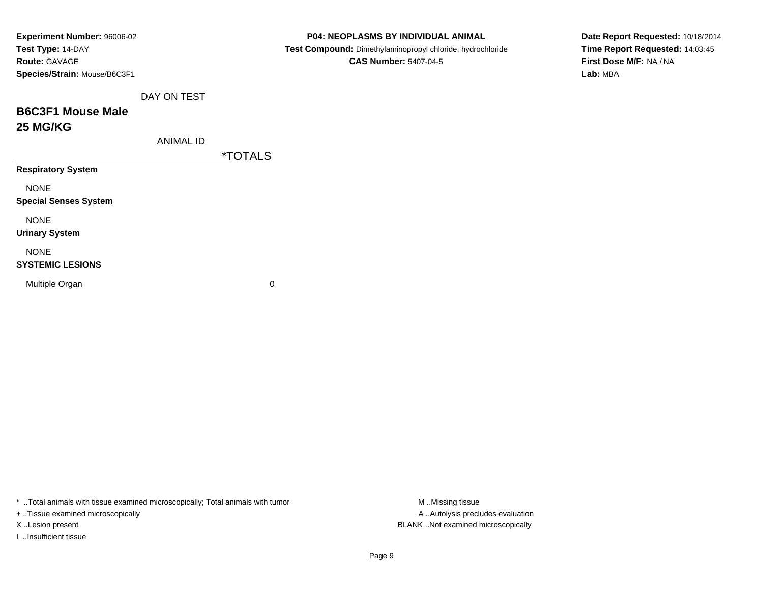**Experiment Number:** 96006-02
**Test Type:** 14-DAY
**Route:** GAVAGE
**Species/Strain:** Mouse/B6C3F1

**P04: NEOPLASMS BY INDIVIDUAL ANIMAL**
**Test Compound:** Dimethylaminopropyl chloride, hydrochloride
**CAS Number:** 5407-04-5

**Date Report Requested:** 10/18/2014
**Time Report Requested:** 14:03:45
**First Dose M/F:** NA / NA
**Lab:** MBA

DAY ON TEST

## B6C3F1 Mouse Male
## 25 MG/KG

ANIMAL ID

| | *TOTALS |
|---|---|
| **Respiratory System** | |
| NONE | |
| **Special Senses System** | |
| NONE | |
| **Urinary System** | |
| NONE | |
| **SYSTEMIC LESIONS** | |
| Multiple Organ | 0 |

* ..Total animals with tissue examined microscopically; Total animals with tumor
+ ..Tissue examined microscopically
X ..Lesion present
I ..Insufficient tissue

M ..Missing tissue
A ..Autolysis precludes evaluation
BLANK ..Not examined microscopically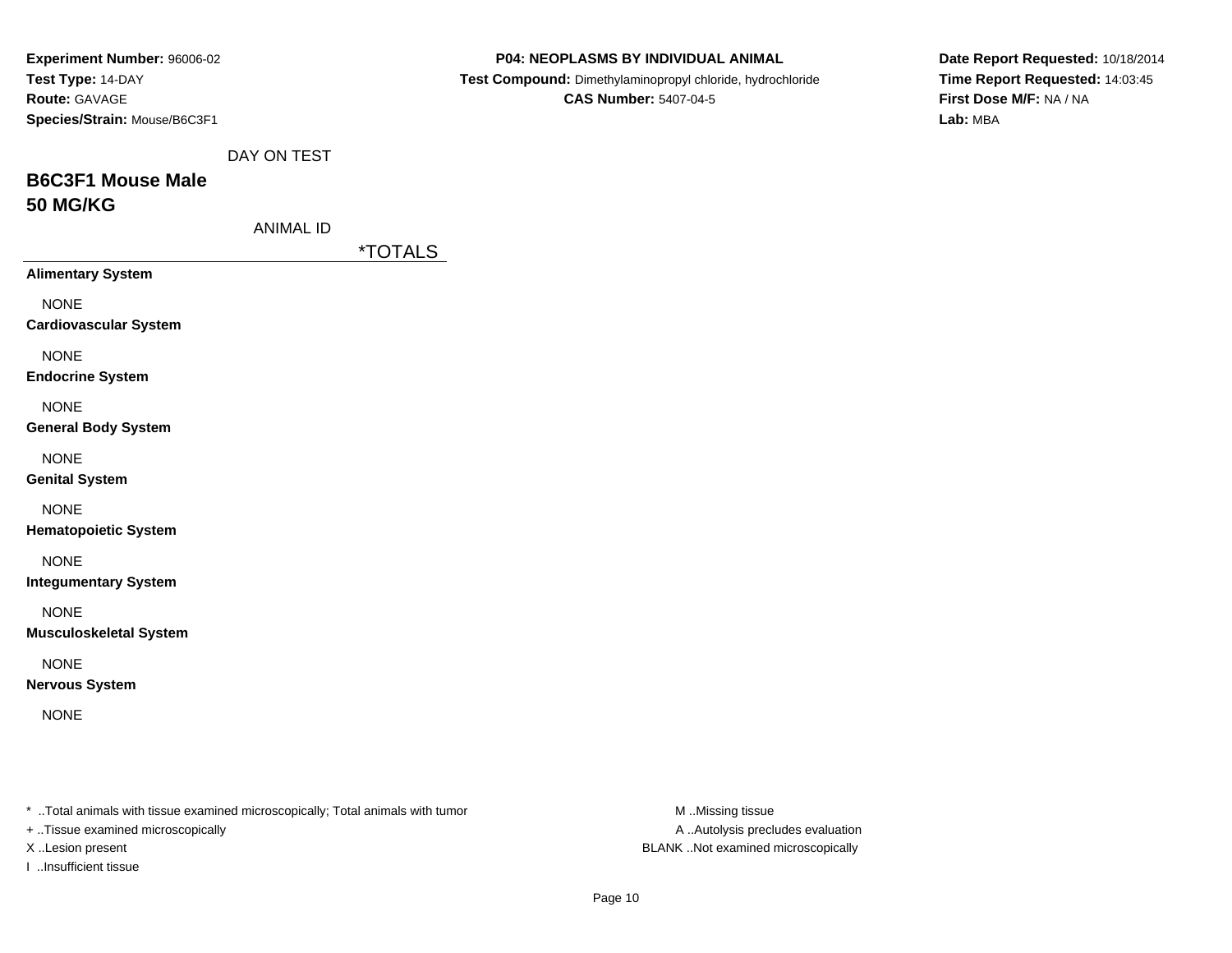**Experiment Number:** 96006-02
**Test Type:** 14-DAY
**Route:** GAVAGE
**Species/Strain:** Mouse/B6C3F1

**P04: NEOPLASMS BY INDIVIDUAL ANIMAL**
**Test Compound:** Dimethylaminopropyl chloride, hydrochloride
**CAS Number:** 5407-04-5

**Date Report Requested:** 10/18/2014
**Time Report Requested:** 14:03:45
**First Dose M/F:** NA / NA
**Lab:** MBA

DAY ON TEST

## B6C3F1 Mouse Male
## 50 MG/KG

ANIMAL ID

*TOTALS

**Alimentary System**

NONE

**Cardiovascular System**

NONE

**Endocrine System**

NONE

**General Body System**

NONE

**Genital System**

NONE

**Hematopoietic System**

NONE

**Integumentary System**

NONE

**Musculoskeletal System**

NONE

**Nervous System**

NONE

* ..Total animals with tissue examined microscopically; Total animals with tumor
+ ..Tissue examined microscopically
X ..Lesion present
I ..Insufficient tissue

M ..Missing tissue
A ..Autolysis precludes evaluation
BLANK ..Not examined microscopically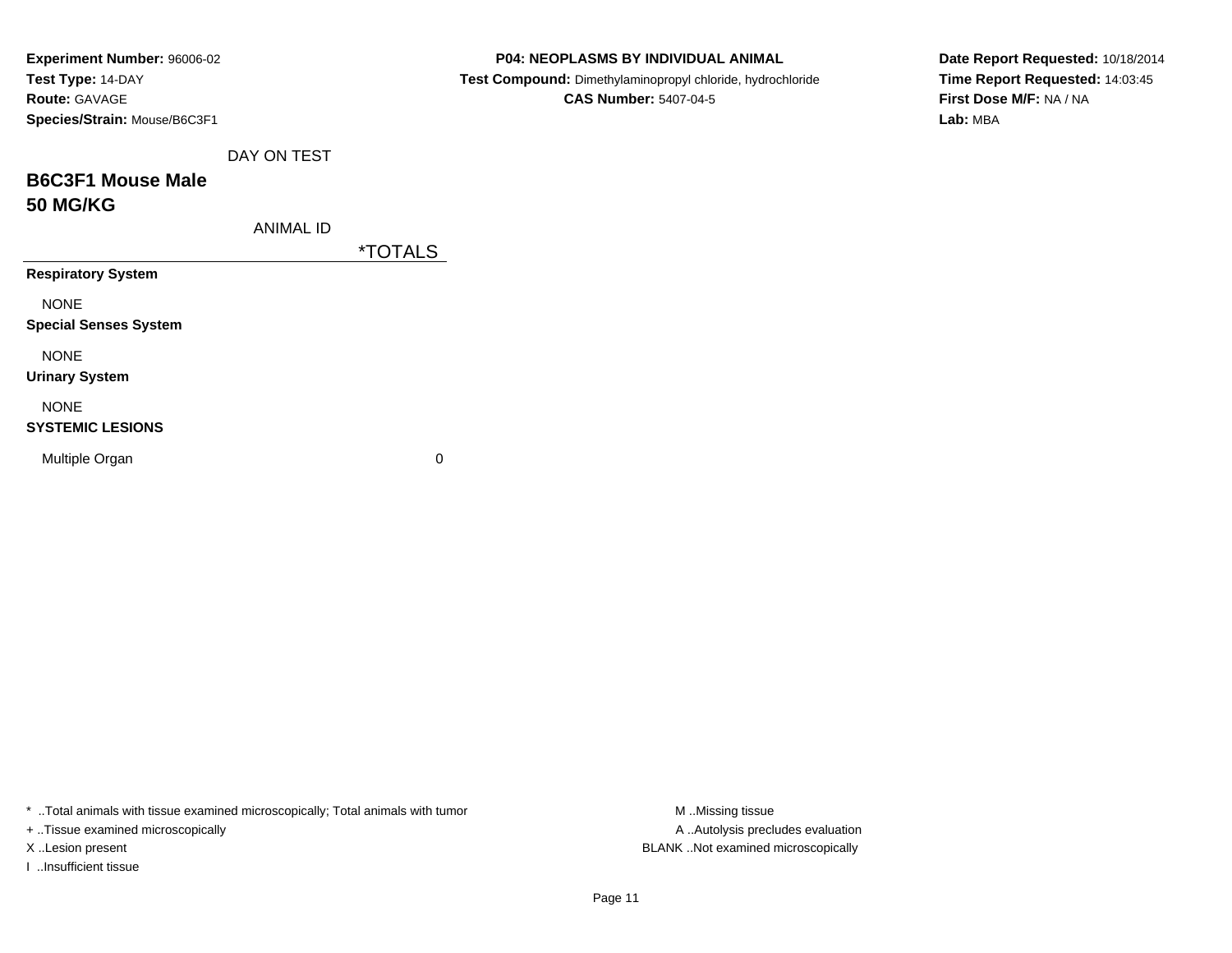**Experiment Number:** 96006-02
**Test Type:** 14-DAY
**Route:** GAVAGE
**Species/Strain:** Mouse/B6C3F1

**P04: NEOPLASMS BY INDIVIDUAL ANIMAL**
**Test Compound:** Dimethylaminopropyl chloride, hydrochloride
**CAS Number:** 5407-04-5

**Date Report Requested:** 10/18/2014
**Time Report Requested:** 14:03:45
**First Dose M/F:** NA / NA
**Lab:** MBA

## B6C3F1 Mouse Male
## 50 MG/KG

| DAY ON TEST / ANIMAL ID | *TOTALS |
|---|---|
| **Respiratory System** | |
| NONE | |
| **Special Senses System** | |
| NONE | |
| **Urinary System** | |
| NONE | |
| **SYSTEMIC LESIONS** | |
| Multiple Organ | 0 |

* ..Total animals with tissue examined microscopically; Total animals with tumor
+ ..Tissue examined microscopically
X ..Lesion present
I ..Insufficient tissue

M ..Missing tissue
A ..Autolysis precludes evaluation
BLANK ..Not examined microscopically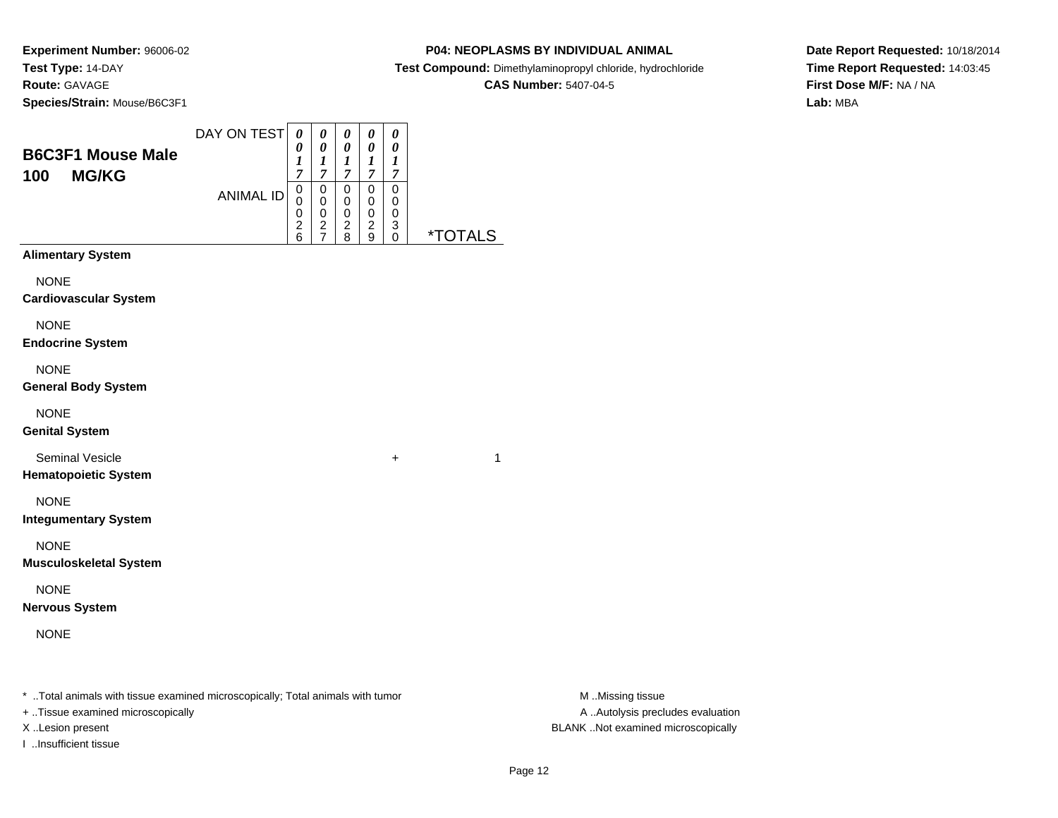**Experiment Number:** 96006-02
**Test Type:** 14-DAY
**Route:** GAVAGE
**Species/Strain:** Mouse/B6C3F1

**P04: NEOPLASMS BY INDIVIDUAL ANIMAL**
**Test Compound:** Dimethylaminopropyl chloride, hydrochloride
**CAS Number:** 5407-04-5

**Date Report Requested:** 10/18/2014
**Time Report Requested:** 14:03:45
**First Dose M/F:** NA / NA
**Lab:** MBA

## B6C3F1 Mouse Male
## 100 MG/KG

| | | | | | | |
|---|---|---|---|---|---|---|
| DAY ON TEST | 0017 | 0017 | 0017 | 0017 | 0017 | |
| ANIMAL ID | 00026 | 00027 | 00028 | 00029 | 00030 | *TOTALS |
| **Alimentary System** | | | | | | |
| NONE | | | | | | |
| **Cardiovascular System** | | | | | | |
| NONE | | | | | | |
| **Endocrine System** | | | | | | |
| NONE | | | | | | |
| **General Body System** | | | | | | |
| NONE | | | | | | |
| **Genital System** | | | | | | |
| Seminal Vesicle | | | | | + | 1 |
| **Hematopoietic System** | | | | | | |
| NONE | | | | | | |
| **Integumentary System** | | | | | | |
| NONE | | | | | | |
| **Musculoskeletal System** | | | | | | |
| NONE | | | | | | |
| **Nervous System** | | | | | | |
| NONE | | | | | | |

* ..Total animals with tissue examined microscopically; Total animals with tumor
+ ..Tissue examined microscopically
X ..Lesion present
I ..Insufficient tissue

M ..Missing tissue
A ..Autolysis precludes evaluation
BLANK ..Not examined microscopically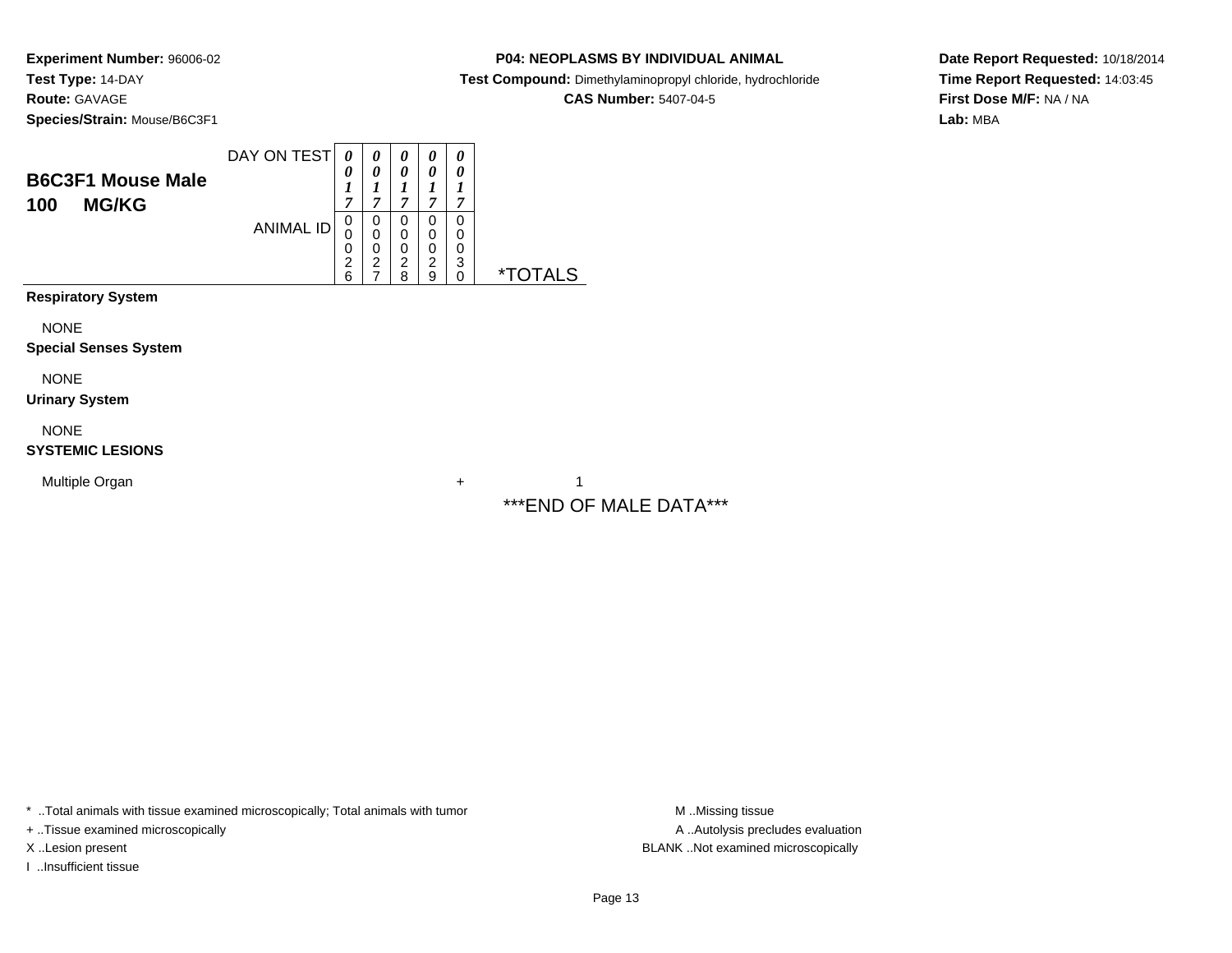**Experiment Number:** 96006-02
**Test Type:** 14-DAY
**Route:** GAVAGE
**Species/Strain:** Mouse/B6C3F1

**P04: NEOPLASMS BY INDIVIDUAL ANIMAL**
**Test Compound:** Dimethylaminopropyl chloride, hydrochloride
**CAS Number:** 5407-04-5

**Date Report Requested:** 10/18/2014
**Time Report Requested:** 14:03:45
**First Dose M/F:** NA / NA
**Lab:** MBA

## B6C3F1 Mouse Male 100 MG/KG

| | | | | | | |
|---|---|---|---|---|---|---|
| DAY ON TEST | 0017 | 0017 | 0017 | 0017 | 0017 | |
| ANIMAL ID | 00026 | 00027 | 00028 | 00029 | 00030 | *TOTALS |
| **Respiratory System** | | | | | | |
| NONE | | | | | | |
| **Special Senses System** | | | | | | |
| NONE | | | | | | |
| **Urinary System** | | | | | | |
| NONE | | | | | | |
| **SYSTEMIC LESIONS** | | | | | | |
| Multiple Organ | | | | | + | 1 |

***END OF MALE DATA***

* ..Total animals with tissue examined microscopically; Total animals with tumor
+ ..Tissue examined microscopically
X ..Lesion present
I ..Insufficient tissue

M ..Missing tissue
A ..Autolysis precludes evaluation
BLANK ..Not examined microscopically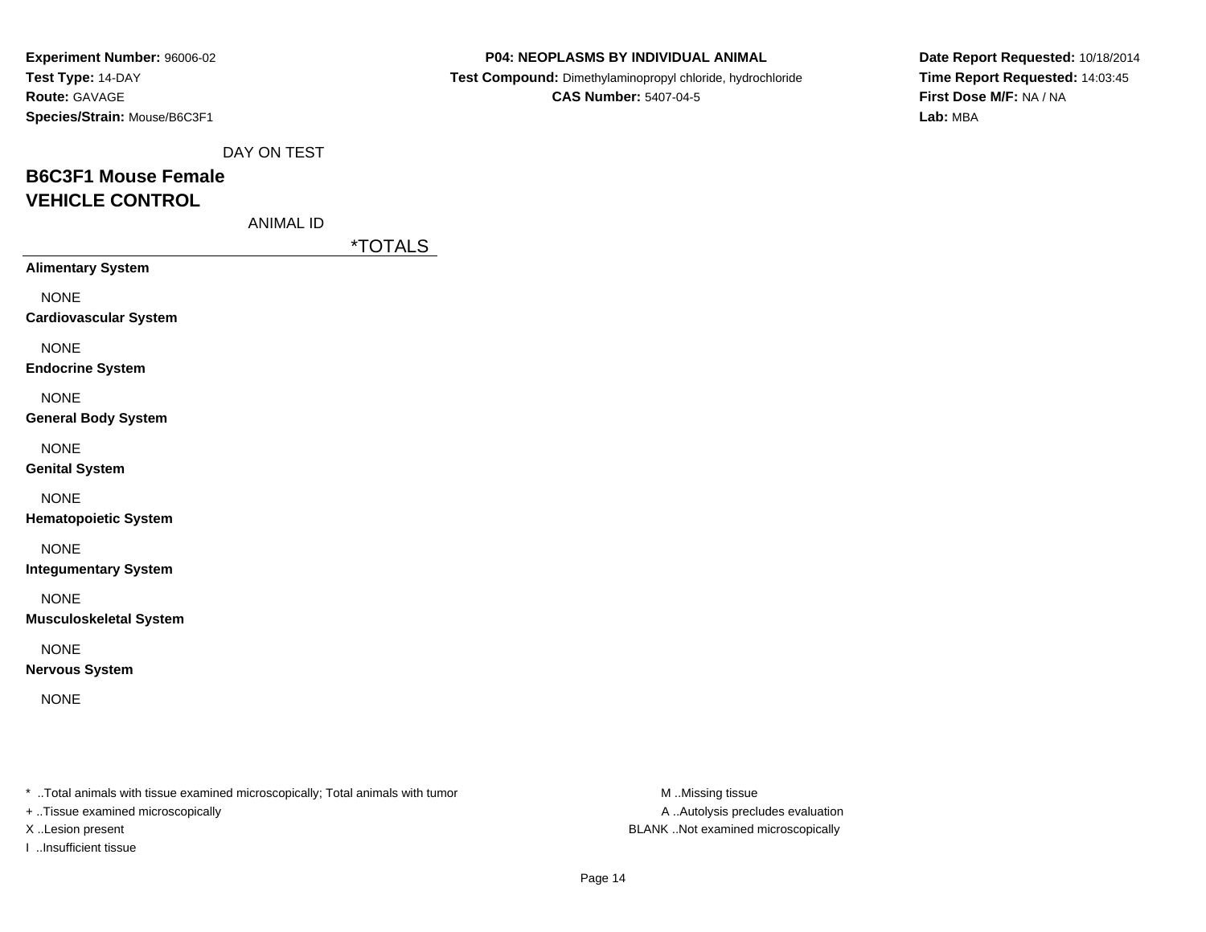**Experiment Number:** 96006-02
**Test Type:** 14-DAY
**Route:** GAVAGE
**Species/Strain:** Mouse/B6C3F1

**P04: NEOPLASMS BY INDIVIDUAL ANIMAL**
**Test Compound:** Dimethylaminopropyl chloride, hydrochloride
**CAS Number:** 5407-04-5

**Date Report Requested:** 10/18/2014
**Time Report Requested:** 14:03:45
**First Dose M/F:** NA / NA
**Lab:** MBA

DAY ON TEST

## B6C3F1 Mouse Female
## VEHICLE CONTROL

ANIMAL ID

| | *TOTALS |
|---|---|
| **Alimentary System** | |
| NONE | |
| **Cardiovascular System** | |
| NONE | |
| **Endocrine System** | |
| NONE | |
| **General Body System** | |
| NONE | |
| **Genital System** | |
| NONE | |
| **Hematopoietic System** | |
| NONE | |
| **Integumentary System** | |
| NONE | |
| **Musculoskeletal System** | |
| NONE | |
| **Nervous System** | |
| NONE | |

* ..Total animals with tissue examined microscopically; Total animals with tumor
+ ..Tissue examined microscopically
X ..Lesion present
I ..Insufficient tissue

M ..Missing tissue
A ..Autolysis precludes evaluation
BLANK ..Not examined microscopically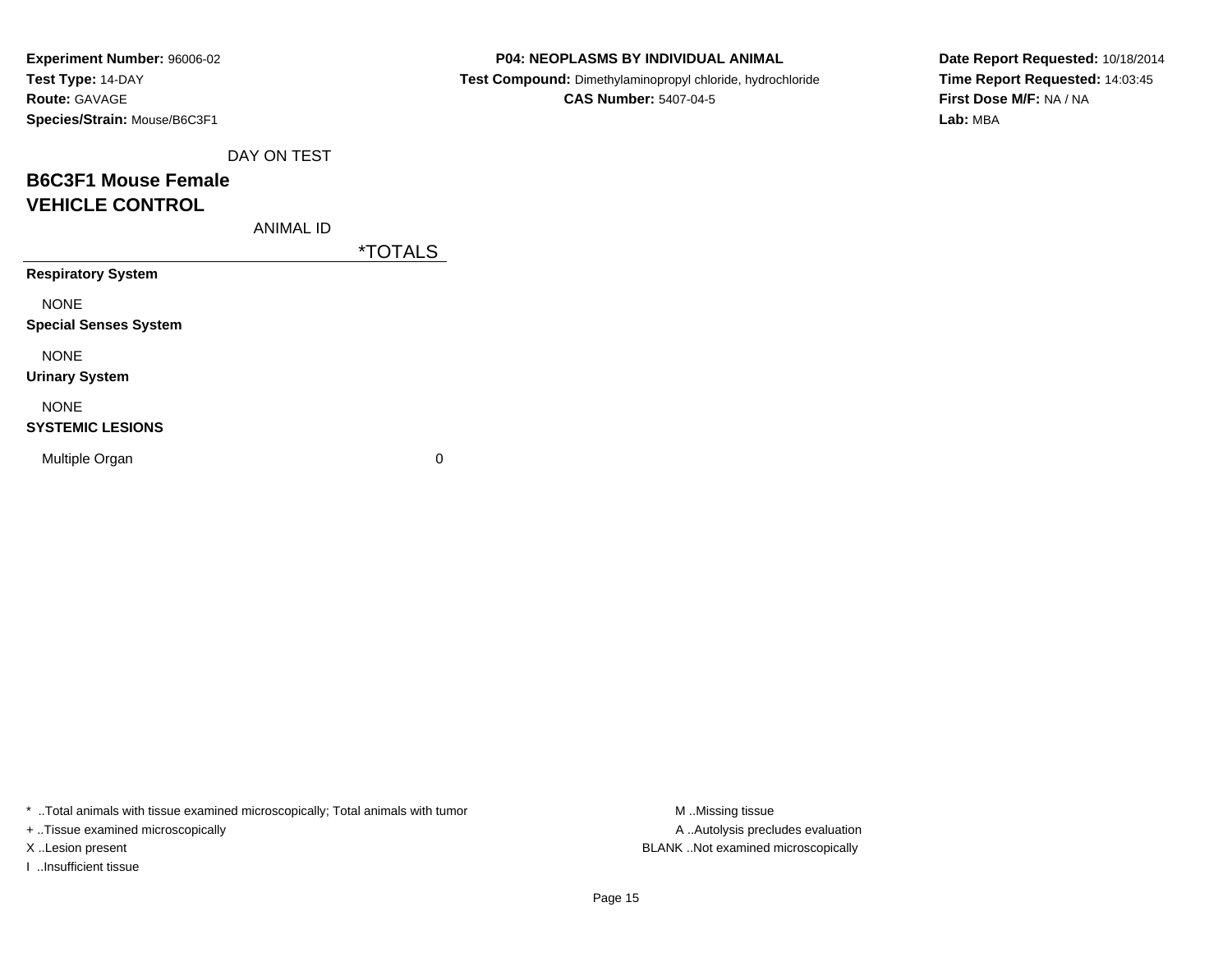**Experiment Number:** 96006-02
**Test Type:** 14-DAY
**Route:** GAVAGE
**Species/Strain:** Mouse/B6C3F1

**P04: NEOPLASMS BY INDIVIDUAL ANIMAL**
**Test Compound:** Dimethylaminopropyl chloride, hydrochloride
**CAS Number:** 5407-04-5

**Date Report Requested:** 10/18/2014
**Time Report Requested:** 14:03:45
**First Dose M/F:** NA / NA
**Lab:** MBA

DAY ON TEST

## B6C3F1 Mouse Female
## VEHICLE CONTROL

ANIMAL ID

| | *TOTALS |
|---|---|
| **Respiratory System** | |
| NONE | |
| **Special Senses System** | |
| NONE | |
| **Urinary System** | |
| NONE | |
| **SYSTEMIC LESIONS** | |
| Multiple Organ | 0 |

* ..Total animals with tissue examined microscopically; Total animals with tumor
+ ..Tissue examined microscopically
X ..Lesion present
I ..Insufficient tissue

M ..Missing tissue
A ..Autolysis precludes evaluation
BLANK ..Not examined microscopically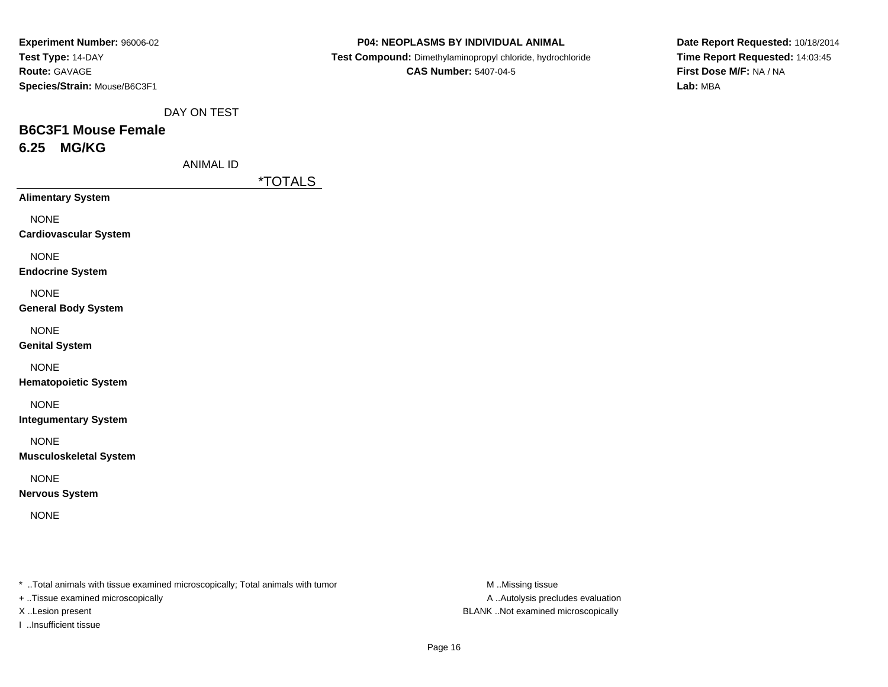**Experiment Number:** 96006-02
**Test Type:** 14-DAY
**Route:** GAVAGE
**Species/Strain:** Mouse/B6C3F1

**P04: NEOPLASMS BY INDIVIDUAL ANIMAL**
**Test Compound:** Dimethylaminopropyl chloride, hydrochloride
**CAS Number:** 5407-04-5

**Date Report Requested:** 10/18/2014
**Time Report Requested:** 14:03:45
**First Dose M/F:** NA / NA
**Lab:** MBA

DAY ON TEST

## B6C3F1 Mouse Female
## 6.25 MG/KG

ANIMAL ID

| | *TOTALS |
|---|---|
| **Alimentary System** | |
| NONE | |
| **Cardiovascular System** | |
| NONE | |
| **Endocrine System** | |
| NONE | |
| **General Body System** | |
| NONE | |
| **Genital System** | |
| NONE | |
| **Hematopoietic System** | |
| NONE | |
| **Integumentary System** | |
| NONE | |
| **Musculoskeletal System** | |
| NONE | |
| **Nervous System** | |
| NONE | |

* ..Total animals with tissue examined microscopically; Total animals with tumor
+ ..Tissue examined microscopically
X ..Lesion present
I ..Insufficient tissue

M ..Missing tissue
A ..Autolysis precludes evaluation
BLANK ..Not examined microscopically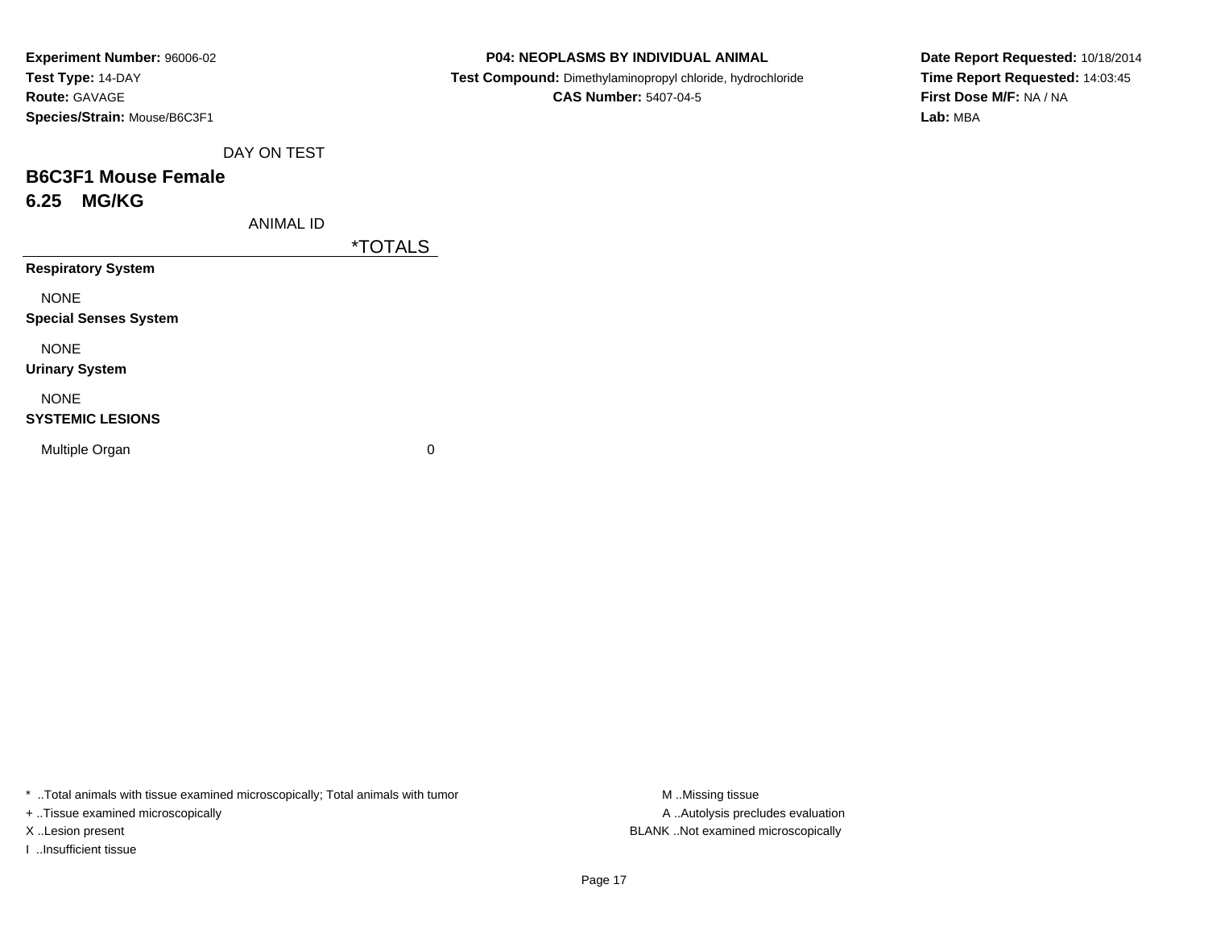**Experiment Number:** 96006-02
**Test Type:** 14-DAY
**Route:** GAVAGE
**Species/Strain:** Mouse/B6C3F1

**P04: NEOPLASMS BY INDIVIDUAL ANIMAL**
**Test Compound:** Dimethylaminopropyl chloride, hydrochloride
**CAS Number:** 5407-04-5

**Date Report Requested:** 10/18/2014
**Time Report Requested:** 14:03:45
**First Dose M/F:** NA / NA
**Lab:** MBA

DAY ON TEST

## B6C3F1 Mouse Female

## 6.25 MG/KG

| ANIMAL ID | *TOTALS |
|---|---|
| **Respiratory System** | |
| NONE | |
| **Special Senses System** | |
| NONE | |
| **Urinary System** | |
| NONE | |
| **SYSTEMIC LESIONS** | |
| Multiple Organ | 0 |

* ..Total animals with tissue examined microscopically; Total animals with tumor
+ ..Tissue examined microscopically
X ..Lesion present
I ..Insufficient tissue

M ..Missing tissue
A ..Autolysis precludes evaluation
BLANK ..Not examined microscopically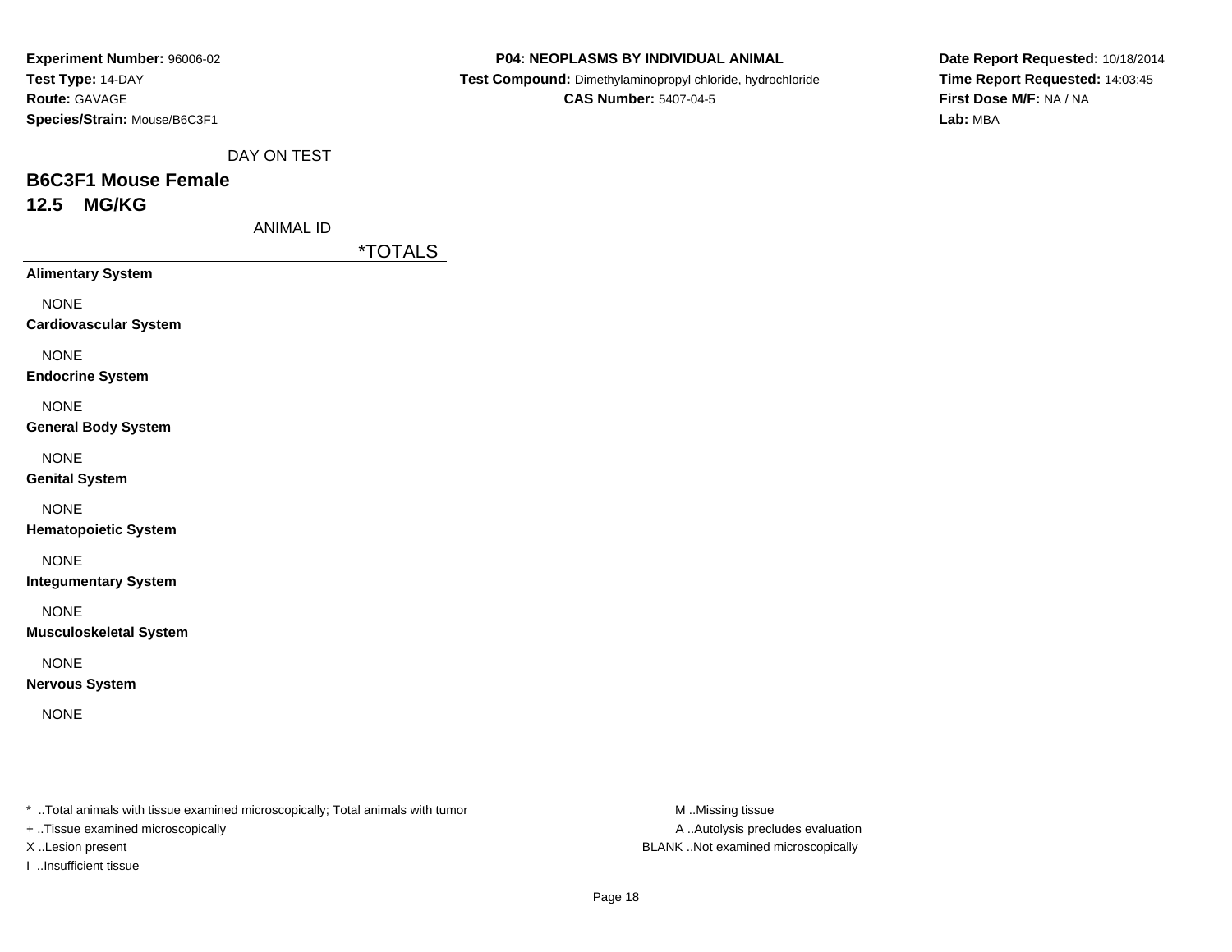**Experiment Number:** 96006-02
**Test Type:** 14-DAY
**Route:** GAVAGE
**Species/Strain:** Mouse/B6C3F1

**P04: NEOPLASMS BY INDIVIDUAL ANIMAL**
**Test Compound:** Dimethylaminopropyl chloride, hydrochloride
**CAS Number:** 5407-04-5

**Date Report Requested:** 10/18/2014
**Time Report Requested:** 14:03:45
**First Dose M/F:** NA / NA
**Lab:** MBA

DAY ON TEST

## B6C3F1 Mouse Female
## 12.5 MG/KG

ANIMAL ID

| | *TOTALS |
|---|---|
| **Alimentary System** | |
| NONE | |
| **Cardiovascular System** | |
| NONE | |
| **Endocrine System** | |
| NONE | |
| **General Body System** | |
| NONE | |
| **Genital System** | |
| NONE | |
| **Hematopoietic System** | |
| NONE | |
| **Integumentary System** | |
| NONE | |
| **Musculoskeletal System** | |
| NONE | |
| **Nervous System** | |
| NONE | |

* ..Total animals with tissue examined microscopically; Total animals with tumor
+ ..Tissue examined microscopically
X ..Lesion present
I ..Insufficient tissue

M ..Missing tissue
A ..Autolysis precludes evaluation
BLANK ..Not examined microscopically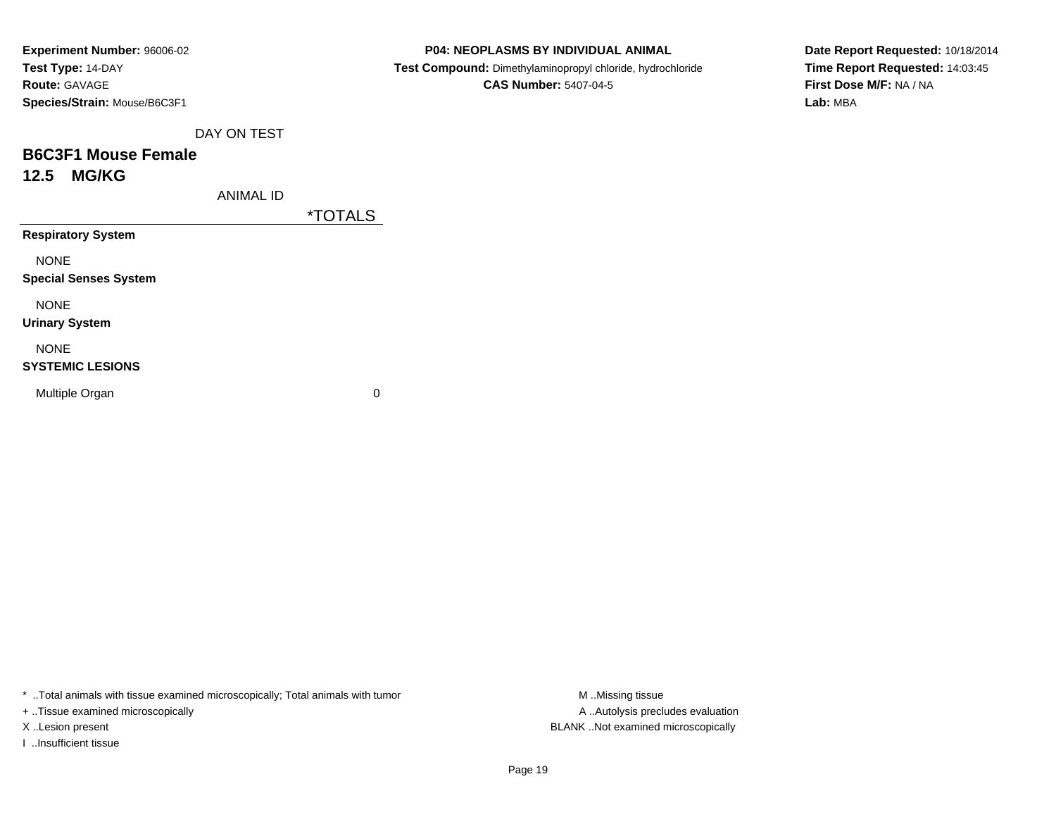**Experiment Number:** 96006-02
**Test Type:** 14-DAY
**Route:** GAVAGE
**Species/Strain:** Mouse/B6C3F1

**P04: NEOPLASMS BY INDIVIDUAL ANIMAL**
**Test Compound:** Dimethylaminopropyl chloride, hydrochloride
**CAS Number:** 5407-04-5

**Date Report Requested:** 10/18/2014
**Time Report Requested:** 14:03:45
**First Dose M/F:** NA / NA
**Lab:** MBA

DAY ON TEST

## B6C3F1 Mouse Female
## 12.5 MG/KG

ANIMAL ID

| | *TOTALS |
|---|---|
| **Respiratory System** | |
| NONE | |
| **Special Senses System** | |
| NONE | |
| **Urinary System** | |
| NONE | |
| **SYSTEMIC LESIONS** | |
| Multiple Organ | 0 |

* ..Total animals with tissue examined microscopically; Total animals with tumor
+ ..Tissue examined microscopically
X ..Lesion present
I ..Insufficient tissue

M ..Missing tissue
A ..Autolysis precludes evaluation
BLANK ..Not examined microscopically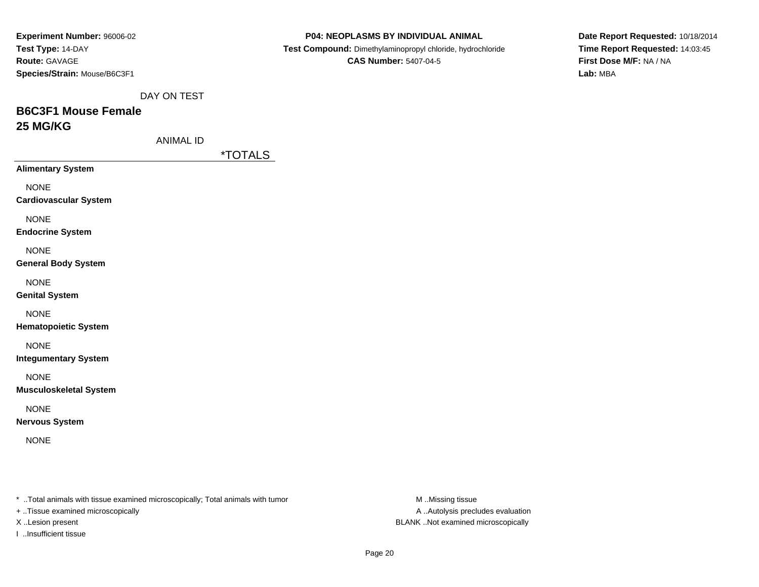**Experiment Number:** 96006-02
**Test Type:** 14-DAY
**Route:** GAVAGE
**Species/Strain:** Mouse/B6C3F1

**P04: NEOPLASMS BY INDIVIDUAL ANIMAL**
**Test Compound:** Dimethylaminopropyl chloride, hydrochloride
**CAS Number:** 5407-04-5

**Date Report Requested:** 10/18/2014
**Time Report Requested:** 14:03:45
**First Dose M/F:** NA / NA
**Lab:** MBA

DAY ON TEST

## B6C3F1 Mouse Female
## 25 MG/KG

ANIMAL ID

| | *TOTALS |
|---|---|
| **Alimentary System** | |
| NONE | |
| **Cardiovascular System** | |
| NONE | |
| **Endocrine System** | |
| NONE | |
| **General Body System** | |
| NONE | |
| **Genital System** | |
| NONE | |
| **Hematopoietic System** | |
| NONE | |
| **Integumentary System** | |
| NONE | |
| **Musculoskeletal System** | |
| NONE | |
| **Nervous System** | |
| NONE | |

* ..Total animals with tissue examined microscopically; Total animals with tumor
+ ..Tissue examined microscopically
X ..Lesion present
I ..Insufficient tissue

M ..Missing tissue
A ..Autolysis precludes evaluation
BLANK ..Not examined microscopically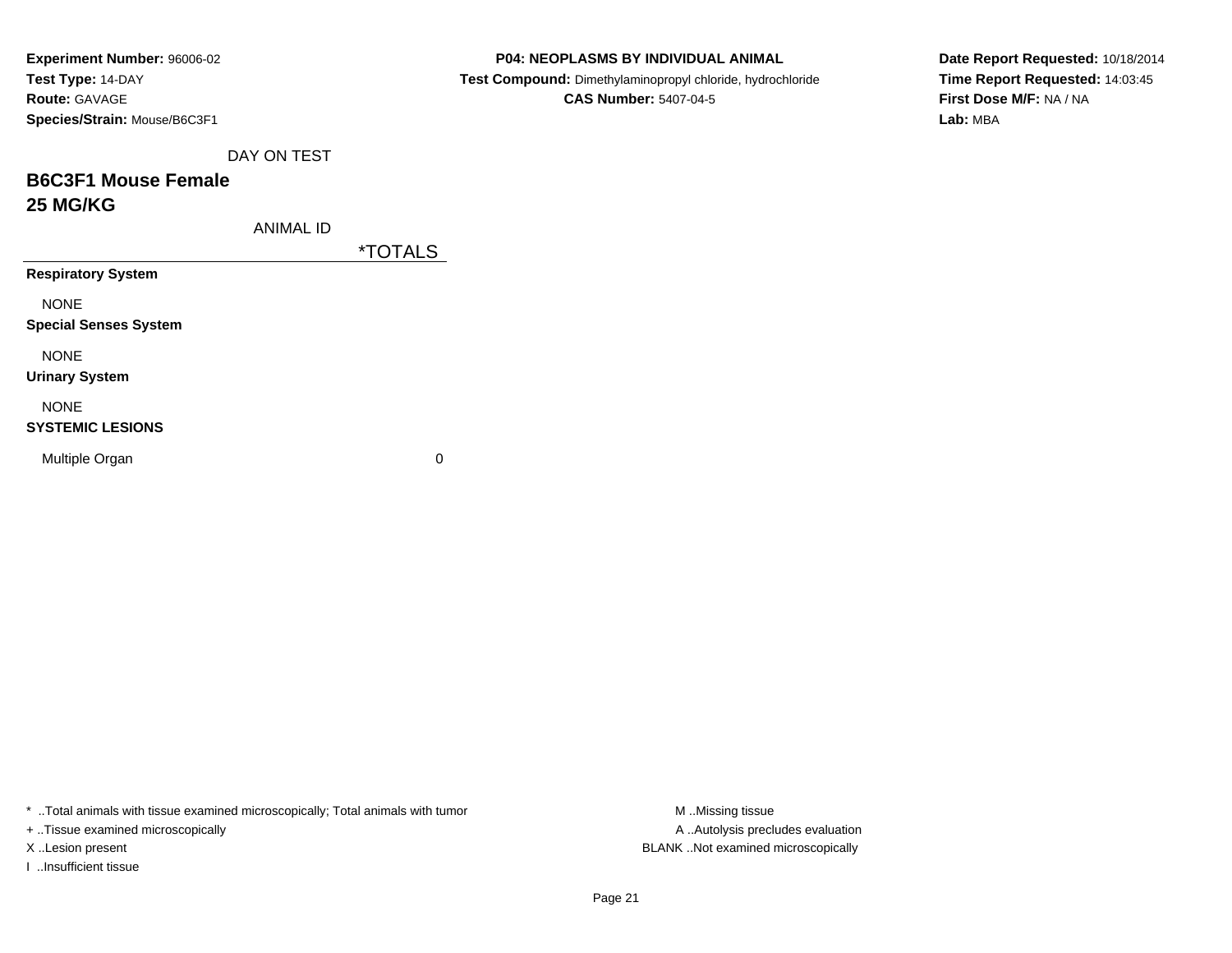**Experiment Number:** 96006-02
**Test Type:** 14-DAY
**Route:** GAVAGE
**Species/Strain:** Mouse/B6C3F1

**P04: NEOPLASMS BY INDIVIDUAL ANIMAL**
**Test Compound:** Dimethylaminopropyl chloride, hydrochloride
**CAS Number:** 5407-04-5

**Date Report Requested:** 10/18/2014
**Time Report Requested:** 14:03:45
**First Dose M/F:** NA / NA
**Lab:** MBA

DAY ON TEST

## B6C3F1 Mouse Female
## 25 MG/KG

| ANIMAL ID | *TOTALS |
|---|---|
| **Respiratory System** | |
| NONE | |
| **Special Senses System** | |
| NONE | |
| **Urinary System** | |
| NONE | |
| **SYSTEMIC LESIONS** | |
| Multiple Organ | 0 |

* ..Total animals with tissue examined microscopically; Total animals with tumor
+ ..Tissue examined microscopically
X ..Lesion present
I ..Insufficient tissue

M ..Missing tissue
A ..Autolysis precludes evaluation
BLANK ..Not examined microscopically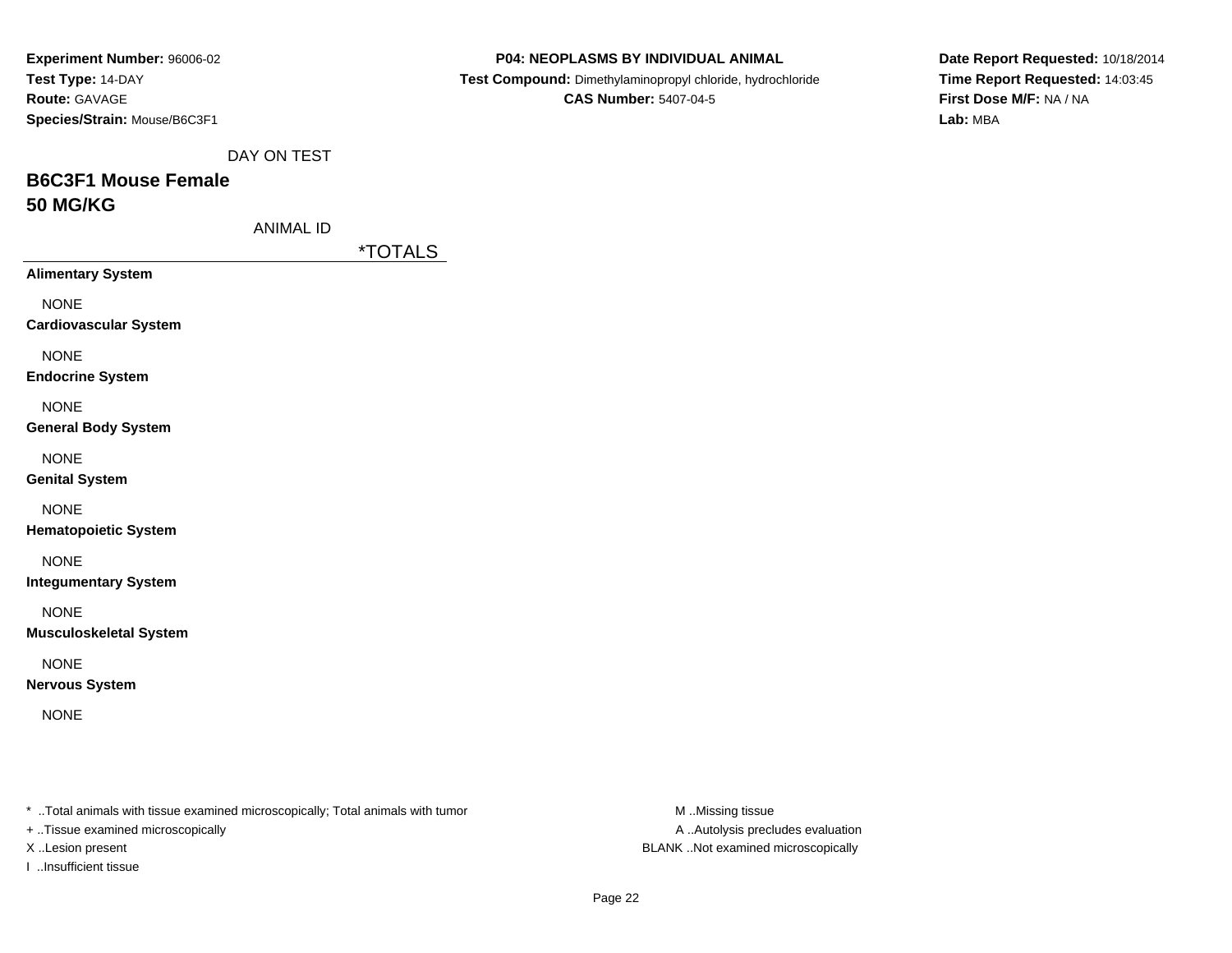**Experiment Number:** 96006-02
**Test Type:** 14-DAY
**Route:** GAVAGE
**Species/Strain:** Mouse/B6C3F1

**P04: NEOPLASMS BY INDIVIDUAL ANIMAL**
**Test Compound:** Dimethylaminopropyl chloride, hydrochloride
**CAS Number:** 5407-04-5

**Date Report Requested:** 10/18/2014
**Time Report Requested:** 14:03:45
**First Dose M/F:** NA / NA
**Lab:** MBA

DAY ON TEST

## B6C3F1 Mouse Female
## 50 MG/KG

ANIMAL ID

| | *TOTALS |
|---|---|
| **Alimentary System** | |
| NONE | |
| **Cardiovascular System** | |
| NONE | |
| **Endocrine System** | |
| NONE | |
| **General Body System** | |
| NONE | |
| **Genital System** | |
| NONE | |
| **Hematopoietic System** | |
| NONE | |
| **Integumentary System** | |
| NONE | |
| **Musculoskeletal System** | |
| NONE | |
| **Nervous System** | |
| NONE | |

* ..Total animals with tissue examined microscopically; Total animals with tumor
+ ..Tissue examined microscopically
X ..Lesion present
I ..Insufficient tissue

M ..Missing tissue
A ..Autolysis precludes evaluation
BLANK ..Not examined microscopically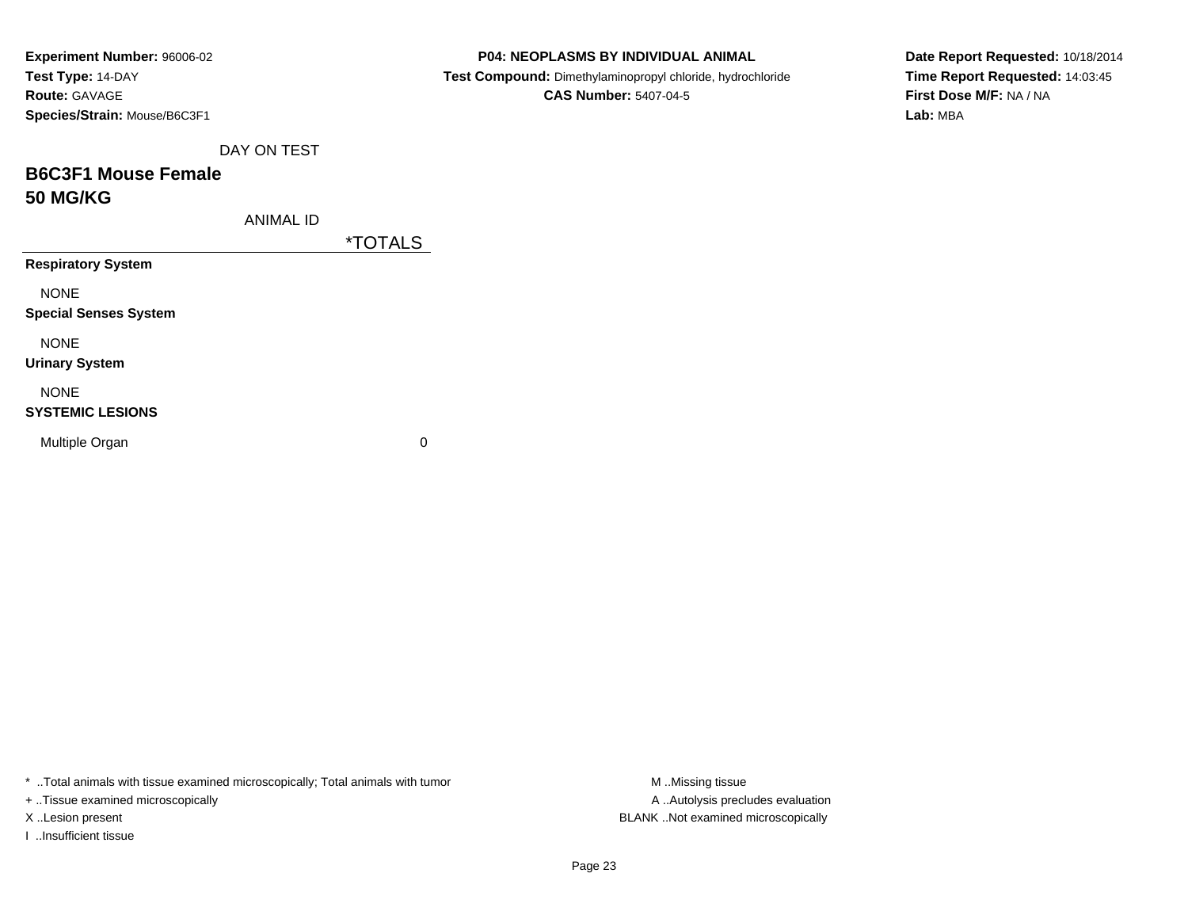**Experiment Number:** 96006-02
**Test Type:** 14-DAY
**Route:** GAVAGE
**Species/Strain:** Mouse/B6C3F1

**P04: NEOPLASMS BY INDIVIDUAL ANIMAL**
**Test Compound:** Dimethylaminopropyl chloride, hydrochloride
**CAS Number:** 5407-04-5

**Date Report Requested:** 10/18/2014
**Time Report Requested:** 14:03:45
**First Dose M/F:** NA / NA
**Lab:** MBA

DAY ON TEST

## B6C3F1 Mouse Female
## 50 MG/KG

| ANIMAL ID | *TOTALS |
|---|---|
| **Respiratory System** | |
| NONE | |
| **Special Senses System** | |
| NONE | |
| **Urinary System** | |
| NONE | |
| **SYSTEMIC LESIONS** | |
| Multiple Organ | 0 |

* ..Total animals with tissue examined microscopically; Total animals with tumor
+ ..Tissue examined microscopically
X ..Lesion present
I ..Insufficient tissue

M ..Missing tissue
A ..Autolysis precludes evaluation
BLANK ..Not examined microscopically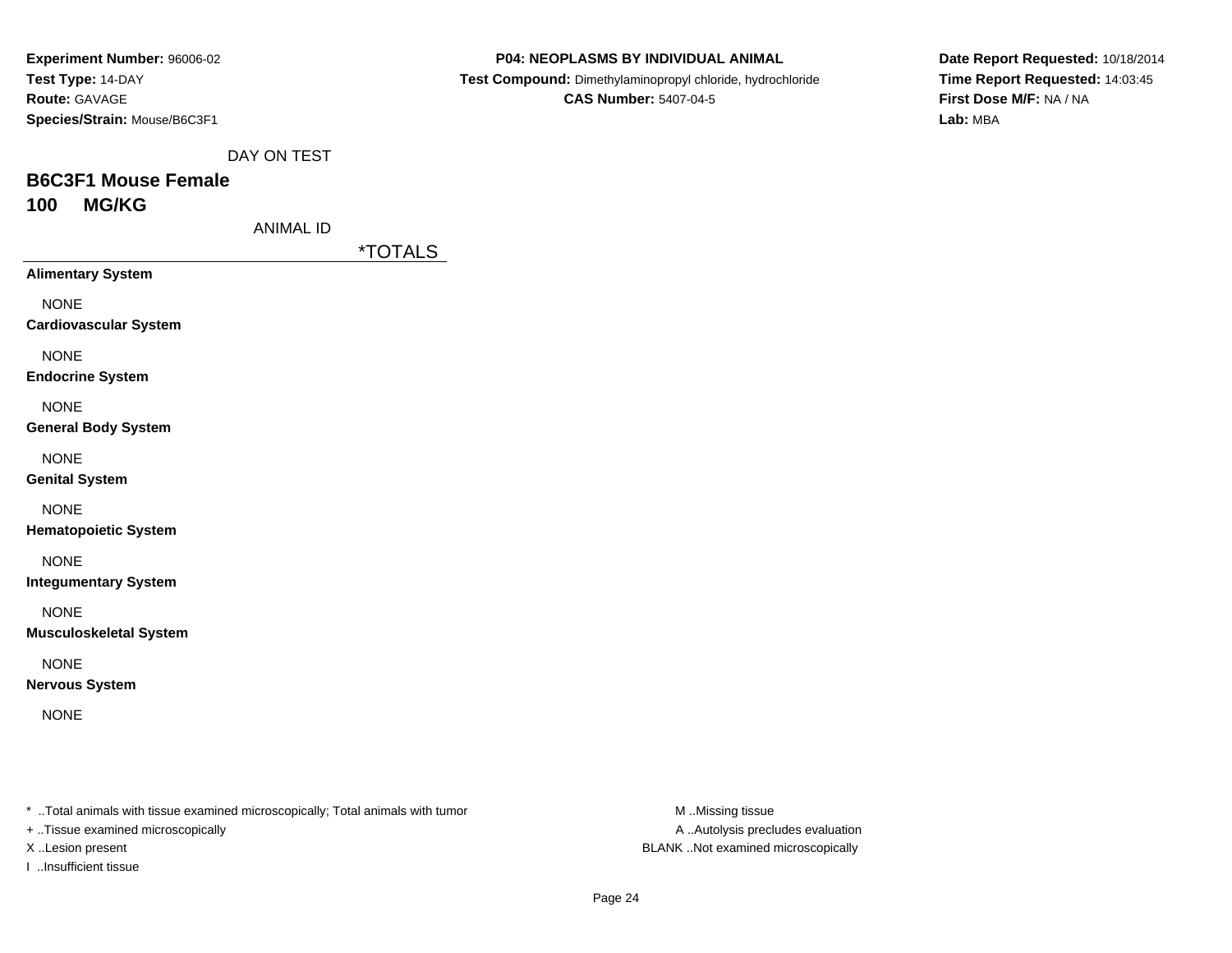**Experiment Number:** 96006-02
**Test Type:** 14-DAY
**Route:** GAVAGE
**Species/Strain:** Mouse/B6C3F1

**P04: NEOPLASMS BY INDIVIDUAL ANIMAL**
**Test Compound:** Dimethylaminopropyl chloride, hydrochloride
**CAS Number:** 5407-04-5

**Date Report Requested:** 10/18/2014
**Time Report Requested:** 14:03:45
**First Dose M/F:** NA / NA
**Lab:** MBA

DAY ON TEST

## B6C3F1 Mouse Female
## 100 MG/KG

ANIMAL ID

*TOTALS

**Alimentary System**

NONE

**Cardiovascular System**

NONE

**Endocrine System**

NONE

**General Body System**

NONE

**Genital System**

NONE

**Hematopoietic System**

NONE

**Integumentary System**

NONE

**Musculoskeletal System**

NONE

**Nervous System**

NONE

* ..Total animals with tissue examined microscopically; Total animals with tumor
+ ..Tissue examined microscopically
X ..Lesion present
I ..Insufficient tissue

M ..Missing tissue
A ..Autolysis precludes evaluation
BLANK ..Not examined microscopically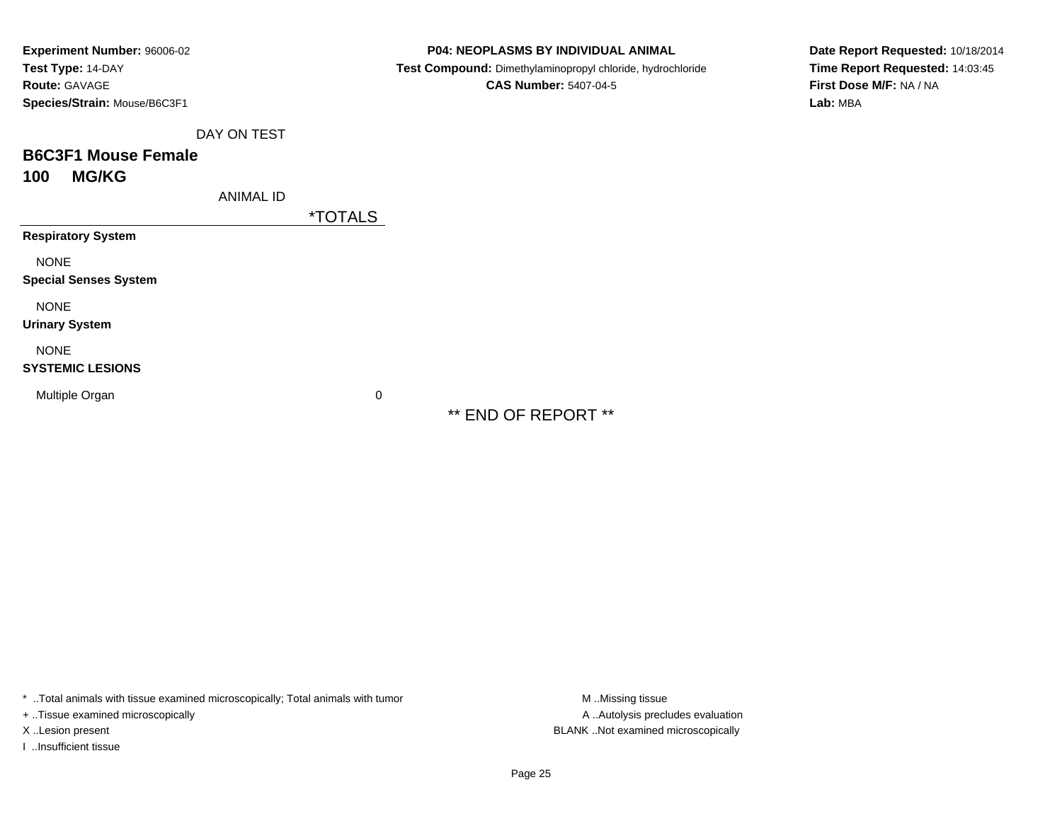**Experiment Number:** 96006-02
**Test Type:** 14-DAY
**Route:** GAVAGE
**Species/Strain:** Mouse/B6C3F1

**P04: NEOPLASMS BY INDIVIDUAL ANIMAL**
**Test Compound:** Dimethylaminopropyl chloride, hydrochloride
**CAS Number:** 5407-04-5

**Date Report Requested:** 10/18/2014
**Time Report Requested:** 14:03:45
**First Dose M/F:** NA / NA
**Lab:** MBA

DAY ON TEST

## B6C3F1 Mouse Female
## 100 MG/KG

| ANIMAL ID | *TOTALS |
|---|---|
| **Respiratory System** | |
| NONE | |
| **Special Senses System** | |
| NONE | |
| **Urinary System** | |
| NONE | |
| **SYSTEMIC LESIONS** | |
| Multiple Organ | 0 |

** END OF REPORT **

* ..Total animals with tissue examined microscopically; Total animals with tumor
+ ..Tissue examined microscopically
X ..Lesion present
I ..Insufficient tissue

M ..Missing tissue
A ..Autolysis precludes evaluation
BLANK ..Not examined microscopically